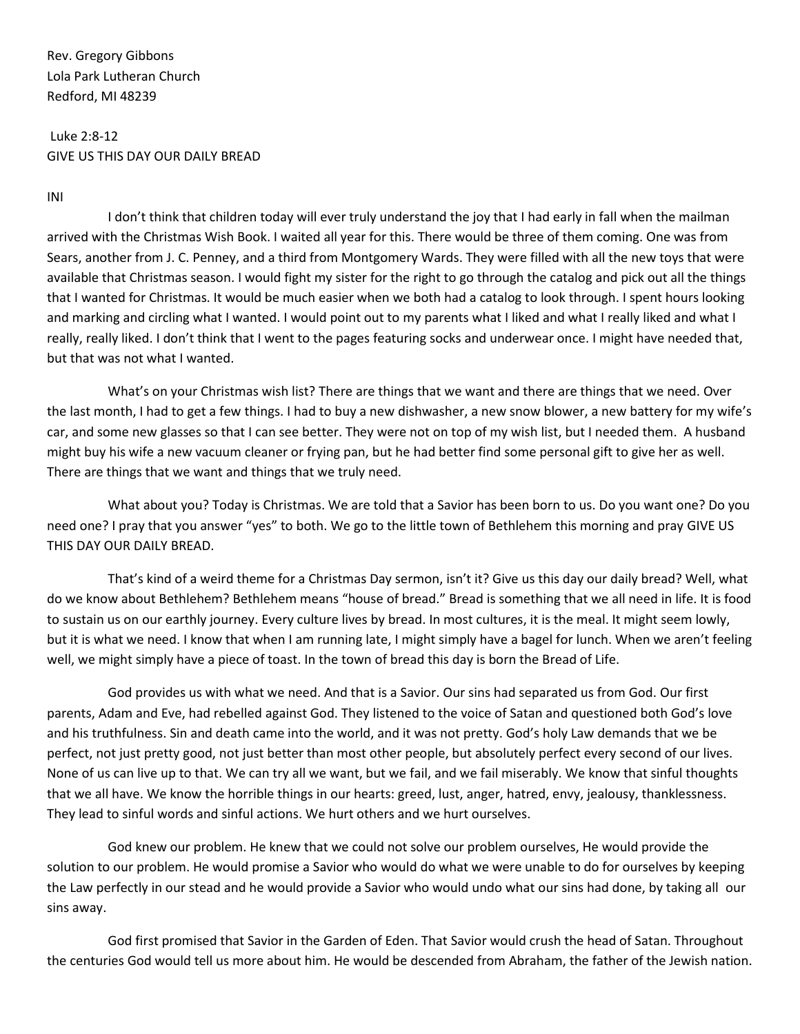Rev. Gregory Gibbons
Lola Park Lutheran Church
Redford, MI 48239

Luke 2:8-12
GIVE US THIS DAY OUR DAILY BREAD

INI

I don't think that children today will ever truly understand the joy that I had early in fall when the mailman arrived with the Christmas Wish Book. I waited all year for this. There would be three of them coming. One was from Sears, another from J. C. Penney, and a third from Montgomery Wards. They were filled with all the new toys that were available that Christmas season. I would fight my sister for the right to go through the catalog and pick out all the things that I wanted for Christmas. It would be much easier when we both had a catalog to look through. I spent hours looking and marking and circling what I wanted. I would point out to my parents what I liked and what I really liked and what I really, really liked. I don't think that I went to the pages featuring socks and underwear once. I might have needed that, but that was not what I wanted.

What's on your Christmas wish list? There are things that we want and there are things that we need. Over the last month, I had to get a few things. I had to buy a new dishwasher, a new snow blower, a new battery for my wife's car, and some new glasses so that I can see better. They were not on top of my wish list, but I needed them. A husband might buy his wife a new vacuum cleaner or frying pan, but he had better find some personal gift to give her as well. There are things that we want and things that we truly need.

What about you? Today is Christmas. We are told that a Savior has been born to us. Do you want one? Do you need one? I pray that you answer "yes" to both. We go to the little town of Bethlehem this morning and pray GIVE US THIS DAY OUR DAILY BREAD.

That's kind of a weird theme for a Christmas Day sermon, isn't it? Give us this day our daily bread? Well, what do we know about Bethlehem? Bethlehem means "house of bread." Bread is something that we all need in life. It is food to sustain us on our earthly journey. Every culture lives by bread. In most cultures, it is the meal. It might seem lowly, but it is what we need. I know that when I am running late, I might simply have a bagel for lunch. When we aren't feeling well, we might simply have a piece of toast. In the town of bread this day is born the Bread of Life.

God provides us with what we need. And that is a Savior. Our sins had separated us from God. Our first parents, Adam and Eve, had rebelled against God. They listened to the voice of Satan and questioned both God's love and his truthfulness. Sin and death came into the world, and it was not pretty. God's holy Law demands that we be perfect, not just pretty good, not just better than most other people, but absolutely perfect every second of our lives. None of us can live up to that. We can try all we want, but we fail, and we fail miserably. We know that sinful thoughts that we all have. We know the horrible things in our hearts: greed, lust, anger, hatred, envy, jealousy, thanklessness. They lead to sinful words and sinful actions. We hurt others and we hurt ourselves.

God knew our problem. He knew that we could not solve our problem ourselves, He would provide the solution to our problem. He would promise a Savior who would do what we were unable to do for ourselves by keeping the Law perfectly in our stead and he would provide a Savior who would undo what our sins had done, by taking all our sins away.

God first promised that Savior in the Garden of Eden. That Savior would crush the head of Satan. Throughout the centuries God would tell us more about him. He would be descended from Abraham, the father of the Jewish nation.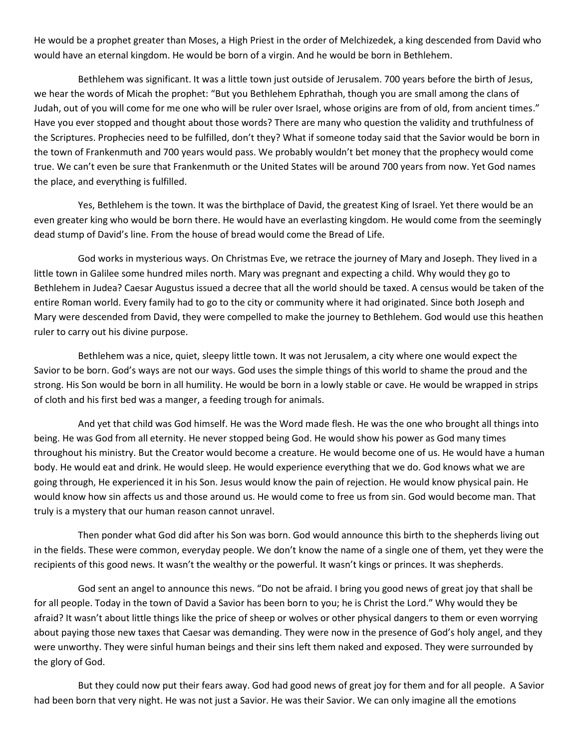He would be a prophet greater than Moses, a High Priest in the order of Melchizedek, a king descended from David who would have an eternal kingdom. He would be born of a virgin. And he would be born in Bethlehem.

Bethlehem was significant. It was a little town just outside of Jerusalem. 700 years before the birth of Jesus, we hear the words of Micah the prophet: "But you Bethlehem Ephrathah, though you are small among the clans of Judah, out of you will come for me one who will be ruler over Israel, whose origins are from of old, from ancient times." Have you ever stopped and thought about those words? There are many who question the validity and truthfulness of the Scriptures. Prophecies need to be fulfilled, don't they? What if someone today said that the Savior would be born in the town of Frankenmuth and 700 years would pass. We probably wouldn't bet money that the prophecy would come true. We can't even be sure that Frankenmuth or the United States will be around 700 years from now. Yet God names the place, and everything is fulfilled.

Yes, Bethlehem is the town. It was the birthplace of David, the greatest King of Israel. Yet there would be an even greater king who would be born there. He would have an everlasting kingdom. He would come from the seemingly dead stump of David's line. From the house of bread would come the Bread of Life.

God works in mysterious ways. On Christmas Eve, we retrace the journey of Mary and Joseph. They lived in a little town in Galilee some hundred miles north. Mary was pregnant and expecting a child. Why would they go to Bethlehem in Judea? Caesar Augustus issued a decree that all the world should be taxed. A census would be taken of the entire Roman world. Every family had to go to the city or community where it had originated. Since both Joseph and Mary were descended from David, they were compelled to make the journey to Bethlehem. God would use this heathen ruler to carry out his divine purpose.

Bethlehem was a nice, quiet, sleepy little town. It was not Jerusalem, a city where one would expect the Savior to be born. God's ways are not our ways. God uses the simple things of this world to shame the proud and the strong. His Son would be born in all humility. He would be born in a lowly stable or cave. He would be wrapped in strips of cloth and his first bed was a manger, a feeding trough for animals.

And yet that child was God himself. He was the Word made flesh. He was the one who brought all things into being. He was God from all eternity. He never stopped being God. He would show his power as God many times throughout his ministry. But the Creator would become a creature. He would become one of us. He would have a human body. He would eat and drink. He would sleep. He would experience everything that we do. God knows what we are going through, He experienced it in his Son. Jesus would know the pain of rejection. He would know physical pain. He would know how sin affects us and those around us. He would come to free us from sin. God would become man. That truly is a mystery that our human reason cannot unravel.

Then ponder what God did after his Son was born. God would announce this birth to the shepherds living out in the fields. These were common, everyday people. We don't know the name of a single one of them, yet they were the recipients of this good news. It wasn't the wealthy or the powerful. It wasn't kings or princes. It was shepherds.

God sent an angel to announce this news. "Do not be afraid. I bring you good news of great joy that shall be for all people. Today in the town of David a Savior has been born to you; he is Christ the Lord." Why would they be afraid? It wasn't about little things like the price of sheep or wolves or other physical dangers to them or even worrying about paying those new taxes that Caesar was demanding. They were now in the presence of God's holy angel, and they were unworthy. They were sinful human beings and their sins left them naked and exposed. They were surrounded by the glory of God.

But they could now put their fears away. God had good news of great joy for them and for all people. A Savior had been born that very night. He was not just a Savior. He was their Savior. We can only imagine all the emotions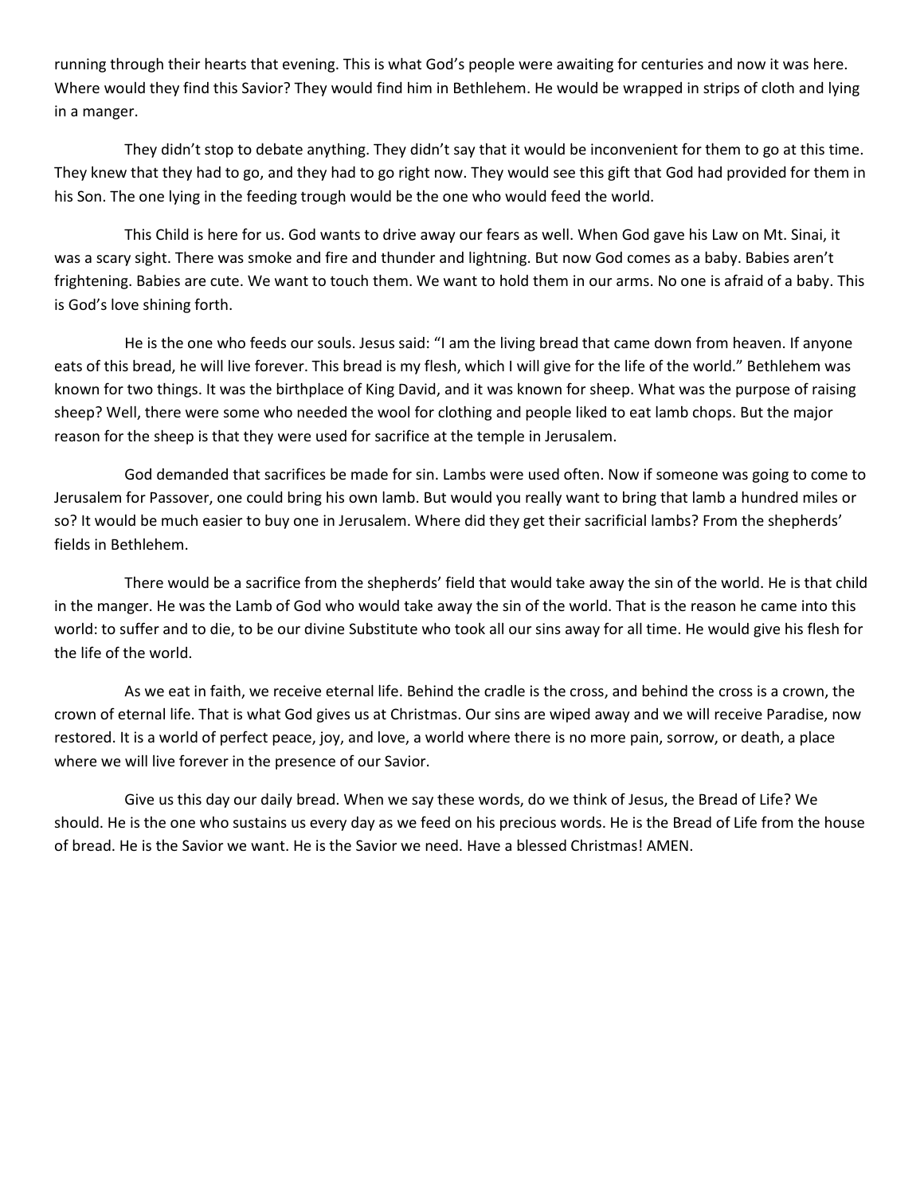running through their hearts that evening. This is what God's people were awaiting for centuries and now it was here. Where would they find this Savior? They would find him in Bethlehem. He would be wrapped in strips of cloth and lying in a manger.

They didn't stop to debate anything. They didn't say that it would be inconvenient for them to go at this time. They knew that they had to go, and they had to go right now. They would see this gift that God had provided for them in his Son. The one lying in the feeding trough would be the one who would feed the world.

This Child is here for us. God wants to drive away our fears as well. When God gave his Law on Mt. Sinai, it was a scary sight. There was smoke and fire and thunder and lightning. But now God comes as a baby. Babies aren't frightening. Babies are cute. We want to touch them. We want to hold them in our arms. No one is afraid of a baby. This is God's love shining forth.

He is the one who feeds our souls. Jesus said: "I am the living bread that came down from heaven. If anyone eats of this bread, he will live forever. This bread is my flesh, which I will give for the life of the world." Bethlehem was known for two things. It was the birthplace of King David, and it was known for sheep. What was the purpose of raising sheep? Well, there were some who needed the wool for clothing and people liked to eat lamb chops. But the major reason for the sheep is that they were used for sacrifice at the temple in Jerusalem.

God demanded that sacrifices be made for sin. Lambs were used often. Now if someone was going to come to Jerusalem for Passover, one could bring his own lamb. But would you really want to bring that lamb a hundred miles or so? It would be much easier to buy one in Jerusalem. Where did they get their sacrificial lambs? From the shepherds' fields in Bethlehem.

There would be a sacrifice from the shepherds' field that would take away the sin of the world. He is that child in the manger. He was the Lamb of God who would take away the sin of the world. That is the reason he came into this world: to suffer and to die, to be our divine Substitute who took all our sins away for all time. He would give his flesh for the life of the world.

As we eat in faith, we receive eternal life. Behind the cradle is the cross, and behind the cross is a crown, the crown of eternal life. That is what God gives us at Christmas. Our sins are wiped away and we will receive Paradise, now restored. It is a world of perfect peace, joy, and love, a world where there is no more pain, sorrow, or death, a place where we will live forever in the presence of our Savior.

Give us this day our daily bread. When we say these words, do we think of Jesus, the Bread of Life? We should. He is the one who sustains us every day as we feed on his precious words. He is the Bread of Life from the house of bread. He is the Savior we want. He is the Savior we need. Have a blessed Christmas! AMEN.